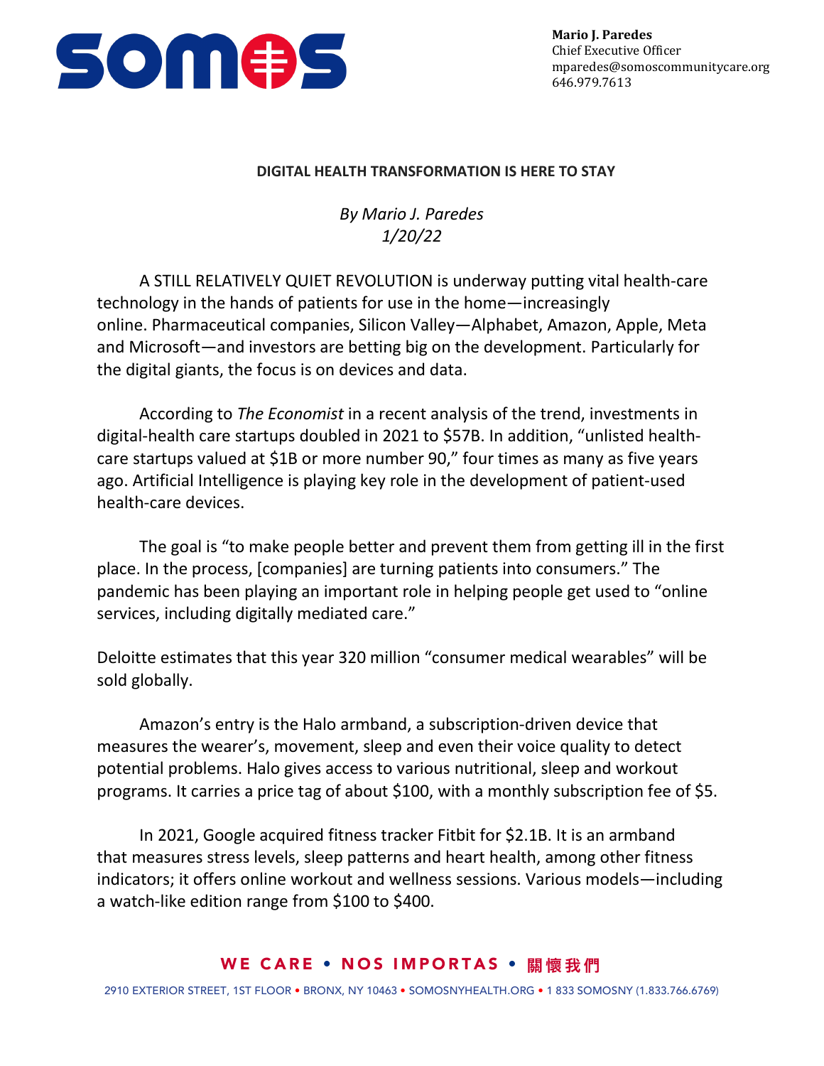**Mario J. Paredes**
Chief Executive Officer
mparedes@somoscommunitycare.org
646.979.7613

**DIGITAL HEALTH TRANSFORMATION IS HERE TO STAY**

*By Mario J. Paredes*
*1/20/22*

A STILL RELATIVELY QUIET REVOLUTION is underway putting vital health-care technology in the hands of patients for use in the home—increasingly online. Pharmaceutical companies, Silicon Valley—Alphabet, Amazon, Apple, Meta and Microsoft—and investors are betting big on the development. Particularly for the digital giants, the focus is on devices and data.

According to *The Economist* in a recent analysis of the trend, investments in digital-health care startups doubled in 2021 to $57B. In addition, "unlisted health-care startups valued at $1B or more number 90," four times as many as five years ago. Artificial Intelligence is playing key role in the development of patient-used health-care devices.

The goal is "to make people better and prevent them from getting ill in the first place. In the process, [companies] are turning patients into consumers." The pandemic has been playing an important role in helping people get used to "online services, including digitally mediated care."

Deloitte estimates that this year 320 million "consumer medical wearables" will be sold globally.

Amazon's entry is the Halo armband, a subscription-driven device that measures the wearer's, movement, sleep and even their voice quality to detect potential problems. Halo gives access to various nutritional, sleep and workout programs. It carries a price tag of about $100, with a monthly subscription fee of $5.

In 2021, Google acquired fitness tracker Fitbit for $2.1B. It is an armband that measures stress levels, sleep patterns and heart health, among other fitness indicators; it offers online workout and wellness sessions. Various models—including a watch-like edition range from $100 to $400.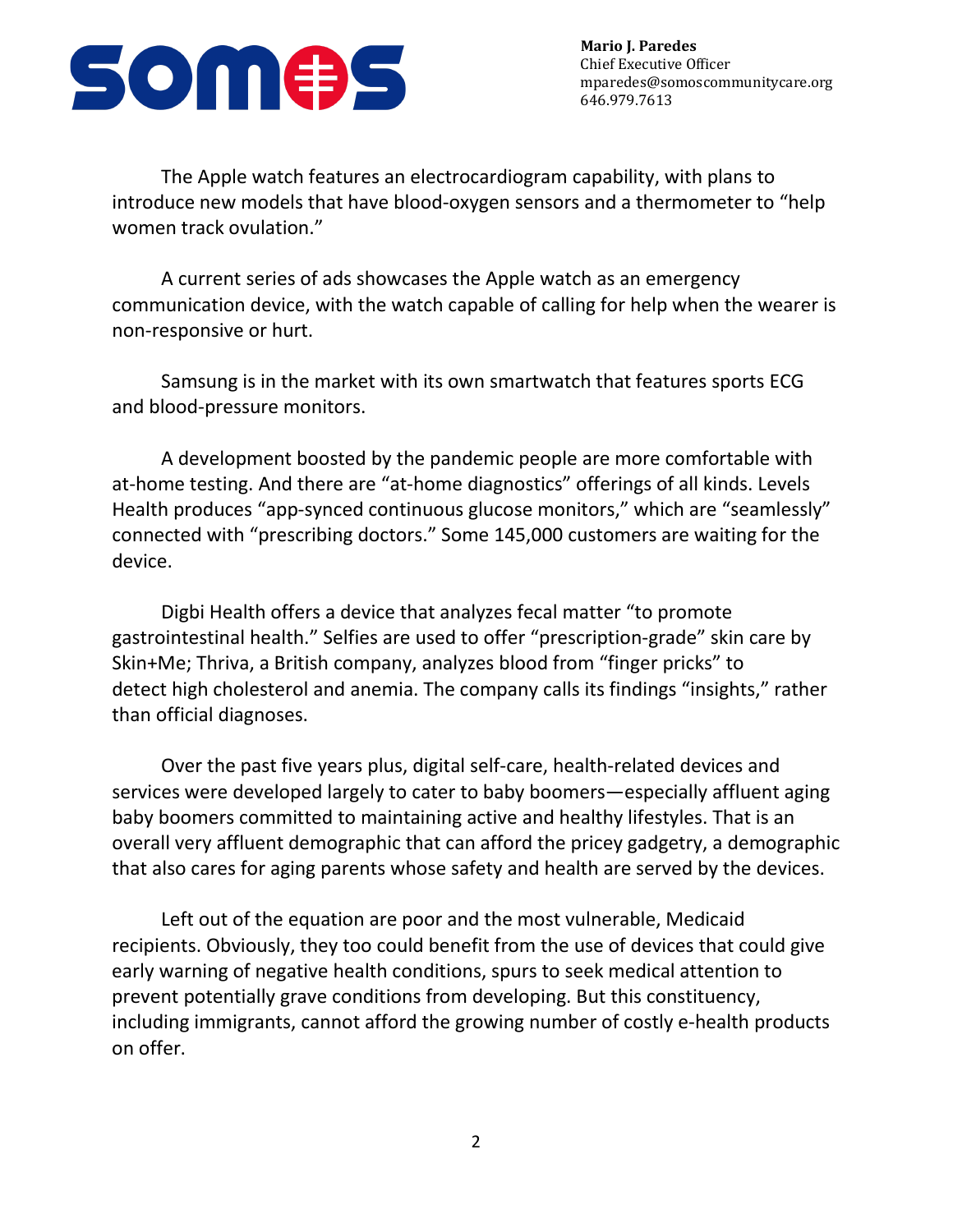The Apple watch features an electrocardiogram capability, with plans to introduce new models that have blood-oxygen sensors and a thermometer to "help women track ovulation."

A current series of ads showcases the Apple watch as an emergency communication device, with the watch capable of calling for help when the wearer is non-responsive or hurt.

Samsung is in the market with its own smartwatch that features sports ECG and blood-pressure monitors.

A development boosted by the pandemic people are more comfortable with at-home testing. And there are "at-home diagnostics" offerings of all kinds. Levels Health produces "app-synced continuous glucose monitors," which are "seamlessly" connected with "prescribing doctors." Some 145,000 customers are waiting for the device.

Digbi Health offers a device that analyzes fecal matter "to promote gastrointestinal health." Selfies are used to offer "prescription-grade" skin care by Skin+Me; Thriva, a British company, analyzes blood from "finger pricks" to detect high cholesterol and anemia. The company calls its findings "insights," rather than official diagnoses.

Over the past five years plus, digital self-care, health-related devices and services were developed largely to cater to baby boomers—especially affluent aging baby boomers committed to maintaining active and healthy lifestyles. That is an overall very affluent demographic that can afford the pricey gadgetry, a demographic that also cares for aging parents whose safety and health are served by the devices.

Left out of the equation are poor and the most vulnerable, Medicaid recipients. Obviously, they too could benefit from the use of devices that could give early warning of negative health conditions, spurs to seek medical attention to prevent potentially grave conditions from developing. But this constituency, including immigrants, cannot afford the growing number of costly e-health products on offer.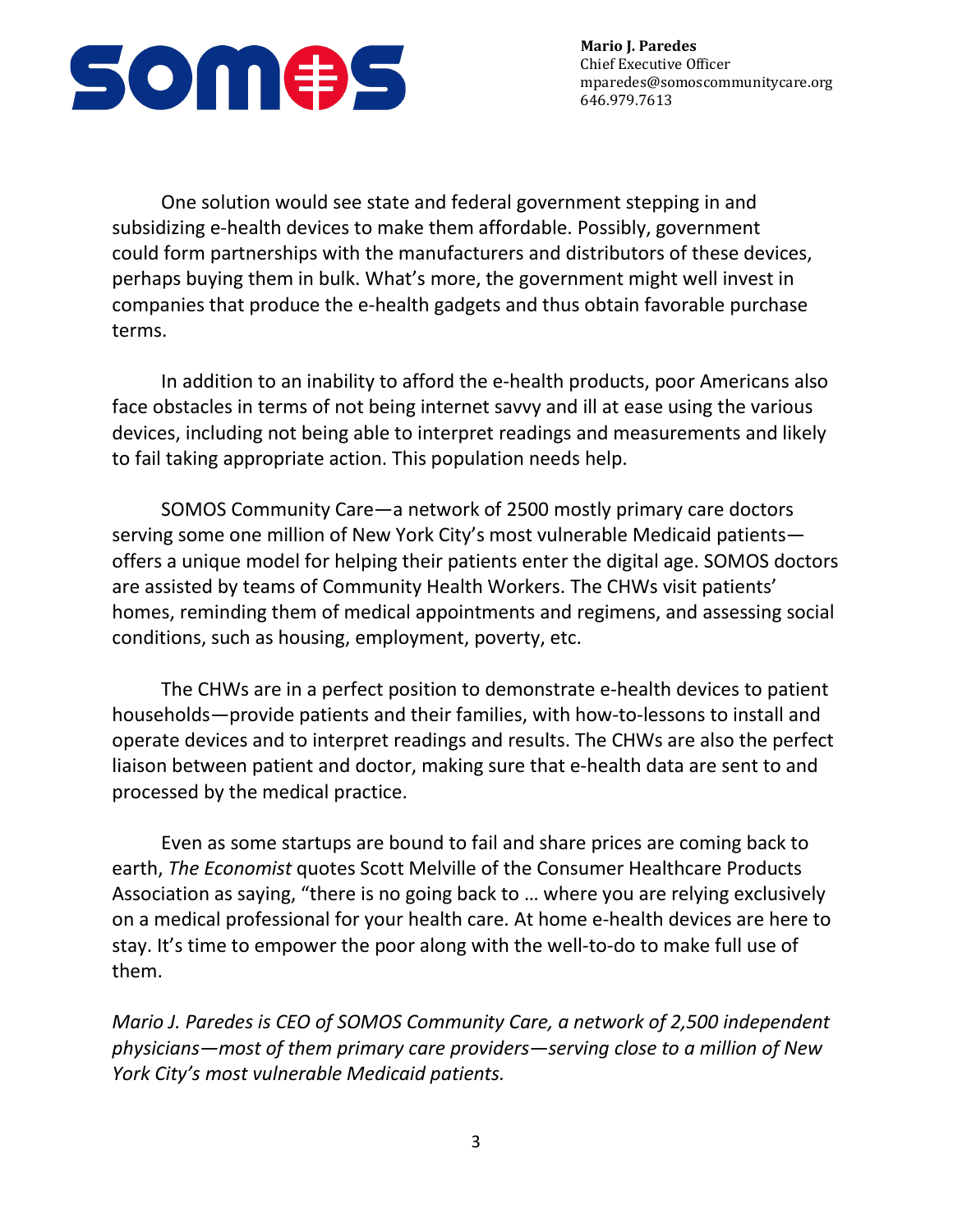One solution would see state and federal government stepping in and subsidizing e-health devices to make them affordable. Possibly, government could form partnerships with the manufacturers and distributors of these devices, perhaps buying them in bulk. What's more, the government might well invest in companies that produce the e-health gadgets and thus obtain favorable purchase terms.

In addition to an inability to afford the e-health products, poor Americans also face obstacles in terms of not being internet savvy and ill at ease using the various devices, including not being able to interpret readings and measurements and likely to fail taking appropriate action. This population needs help.

SOMOS Community Care—a network of 2500 mostly primary care doctors serving some one million of New York City's most vulnerable Medicaid patients—offers a unique model for helping their patients enter the digital age. SOMOS doctors are assisted by teams of Community Health Workers. The CHWs visit patients' homes, reminding them of medical appointments and regimens, and assessing social conditions, such as housing, employment, poverty, etc.

The CHWs are in a perfect position to demonstrate e-health devices to patient households—provide patients and their families, with how-to-lessons to install and operate devices and to interpret readings and results. The CHWs are also the perfect liaison between patient and doctor, making sure that e-health data are sent to and processed by the medical practice.

Even as some startups are bound to fail and share prices are coming back to earth, *The Economist* quotes Scott Melville of the Consumer Healthcare Products Association as saying, "there is no going back to … where you are relying exclusively on a medical professional for your health care. At home e-health devices are here to stay. It's time to empower the poor along with the well-to-do to make full use of them.

*Mario J. Paredes is CEO of SOMOS Community Care, a network of 2,500 independent physicians—most of them primary care providers—serving close to a million of New York City's most vulnerable Medicaid patients.*